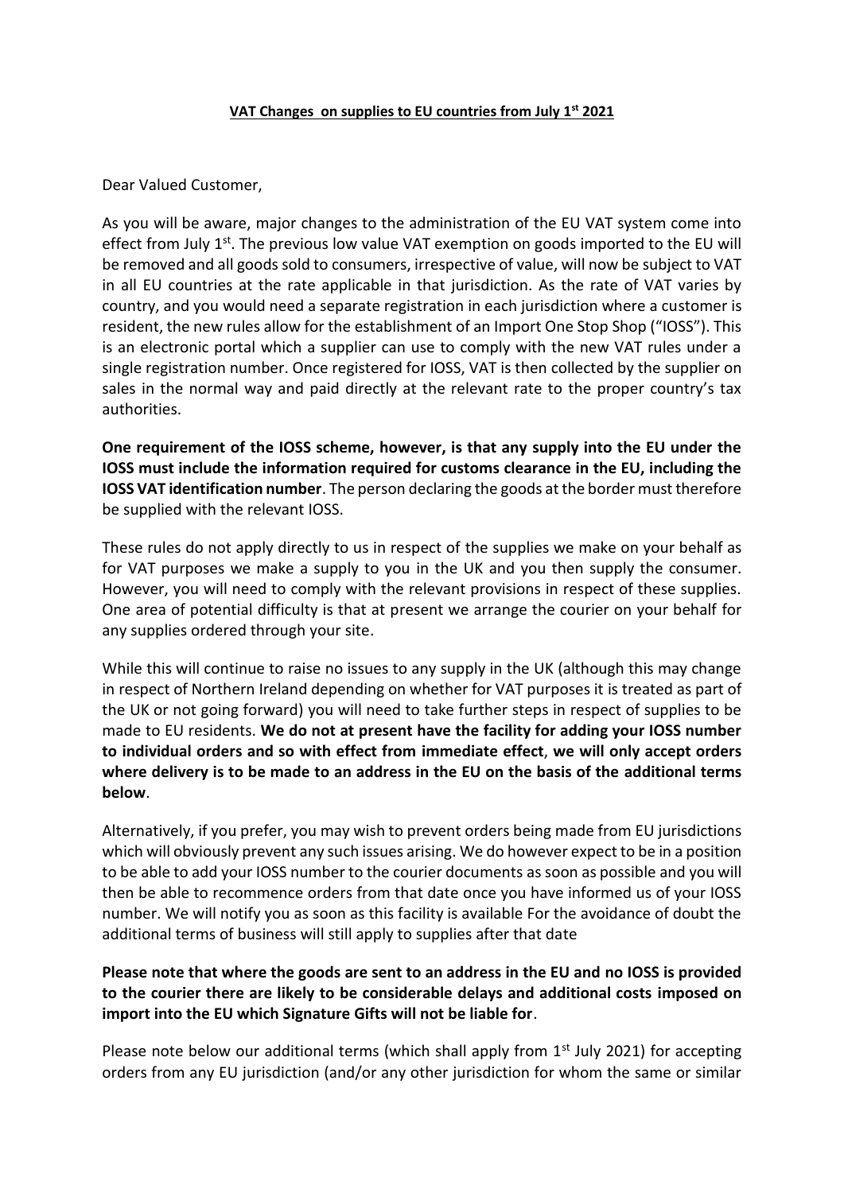**VAT Changes on supplies to EU countries from July 1st 2021**

Dear Valued Customer,

As you will be aware, major changes to the administration of the EU VAT system come into effect from July 1st. The previous low value VAT exemption on goods imported to the EU will be removed and all goods sold to consumers, irrespective of value, will now be subject to VAT in all EU countries at the rate applicable in that jurisdiction. As the rate of VAT varies by country, and you would need a separate registration in each jurisdiction where a customer is resident, the new rules allow for the establishment of an Import One Stop Shop ("IOSS"). This is an electronic portal which a supplier can use to comply with the new VAT rules under a single registration number. Once registered for IOSS, VAT is then collected by the supplier on sales in the normal way and paid directly at the relevant rate to the proper country's tax authorities.

**One requirement of the IOSS scheme, however, is that any supply into the EU under the IOSS must include the information required for customs clearance in the EU, including the IOSS VAT identification number**. The person declaring the goods at the border must therefore be supplied with the relevant IOSS.

These rules do not apply directly to us in respect of the supplies we make on your behalf as for VAT purposes we make a supply to you in the UK and you then supply the consumer. However, you will need to comply with the relevant provisions in respect of these supplies. One area of potential difficulty is that at present we arrange the courier on your behalf for any supplies ordered through your site.

While this will continue to raise no issues to any supply in the UK (although this may change in respect of Northern Ireland depending on whether for VAT purposes it is treated as part of the UK or not going forward) you will need to take further steps in respect of supplies to be made to EU residents. **We do not at present have the facility for adding your IOSS number to individual orders and so with effect from immediate effect**, **we will only accept orders where delivery is to be made to an address in the EU on the basis of the additional terms below**.

Alternatively, if you prefer, you may wish to prevent orders being made from EU jurisdictions which will obviously prevent any such issues arising. We do however expect to be in a position to be able to add your IOSS number to the courier documents as soon as possible and you will then be able to recommence orders from that date once you have informed us of your IOSS number. We will notify you as soon as this facility is available For the avoidance of doubt the additional terms of business will still apply to supplies after that date

**Please note that where the goods are sent to an address in the EU and no IOSS is provided to the courier there are likely to be considerable delays and additional costs imposed on import into the EU which Signature Gifts will not be liable for**.

Please note below our additional terms (which shall apply from 1st July 2021) for accepting orders from any EU jurisdiction (and/or any other jurisdiction for whom the same or similar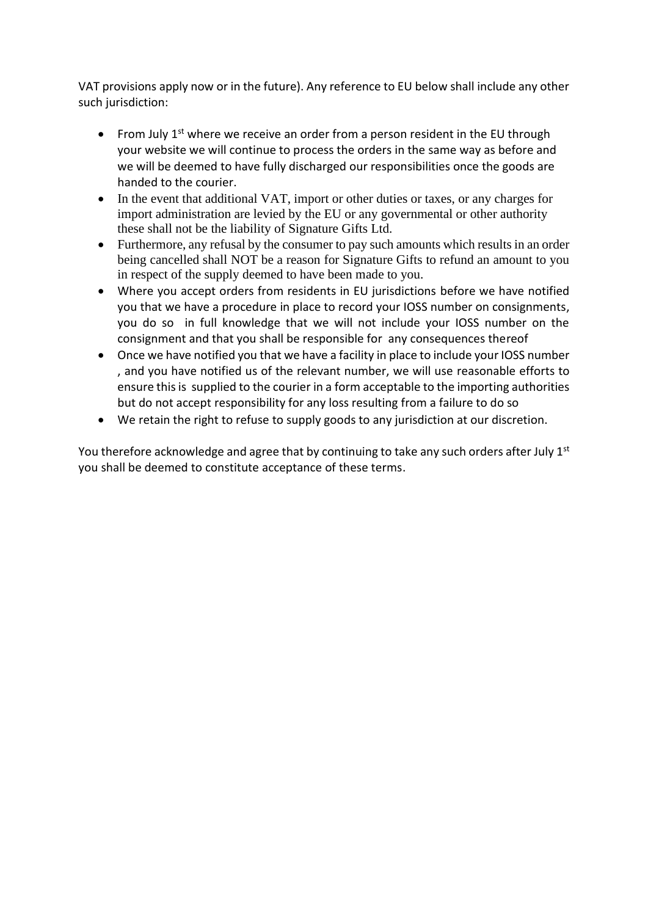VAT provisions apply now or in the future). Any reference to EU below shall include any other such jurisdiction:

- From July 1st where we receive an order from a person resident in the EU through your website we will continue to process the orders in the same way as before and we will be deemed to have fully discharged our responsibilities once the goods are handed to the courier.
- In the event that additional VAT, import or other duties or taxes, or any charges for import administration are levied by the EU or any governmental or other authority these shall not be the liability of Signature Gifts Ltd.
- Furthermore, any refusal by the consumer to pay such amounts which results in an order being cancelled shall NOT be a reason for Signature Gifts to refund an amount to you in respect of the supply deemed to have been made to you.
- Where you accept orders from residents in EU jurisdictions before we have notified you that we have a procedure in place to record your IOSS number on consignments, you do so in full knowledge that we will not include your IOSS number on the consignment and that you shall be responsible for any consequences thereof
- Once we have notified you that we have a facility in place to include your IOSS number , and you have notified us of the relevant number, we will use reasonable efforts to ensure this is supplied to the courier in a form acceptable to the importing authorities but do not accept responsibility for any loss resulting from a failure to do so
- We retain the right to refuse to supply goods to any jurisdiction at our discretion.

You therefore acknowledge and agree that by continuing to take any such orders after July 1st you shall be deemed to constitute acceptance of these terms.